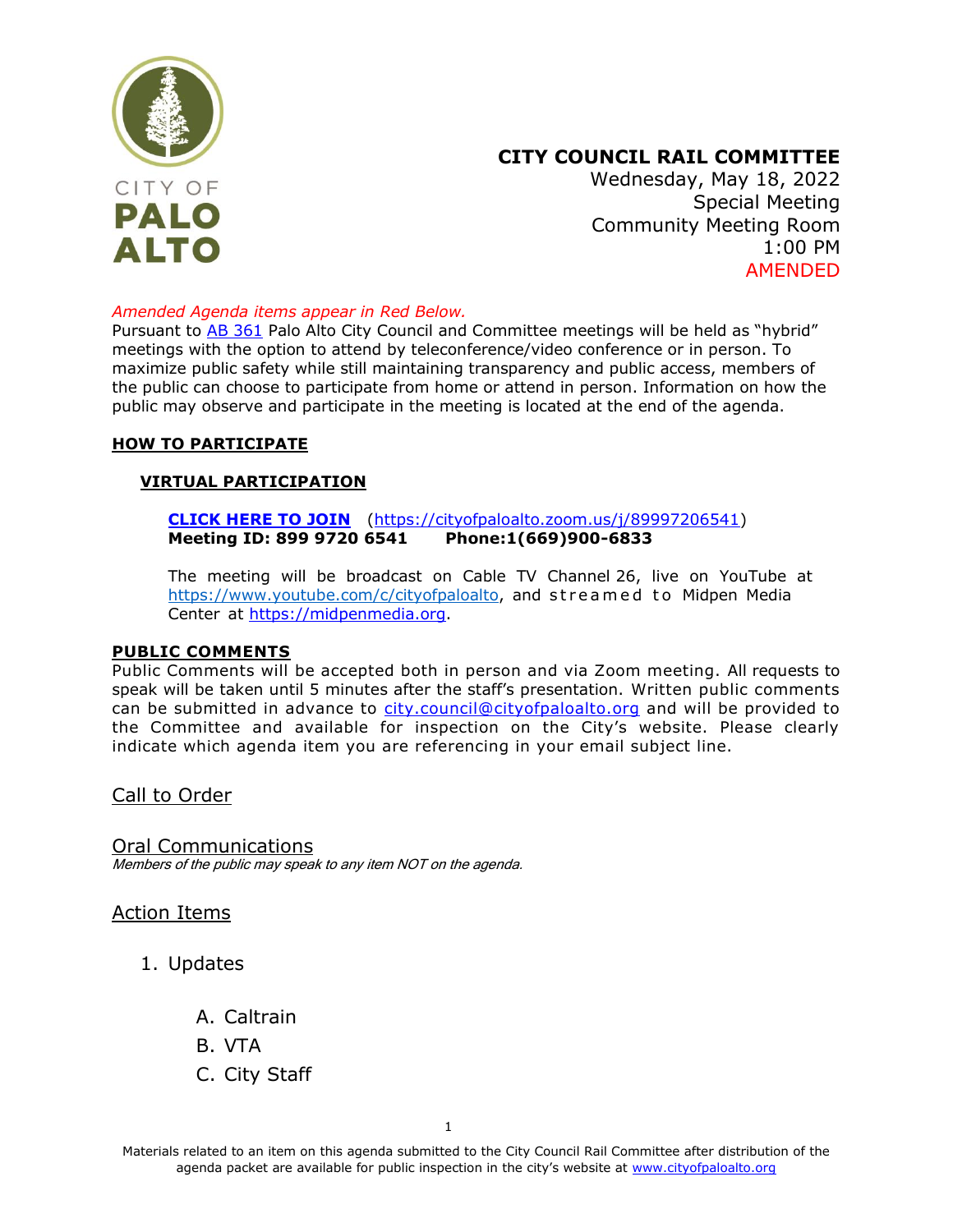CITY OF
**PALO ALTO**

# CITY COUNCIL RAIL COMMITTEE

Wednesday, May 18, 2022
Special Meeting
Community Meeting Room
1:00 PM
AMENDED

*Amended Agenda items appear in Red Below.*

Pursuant to AB 361 Palo Alto City Council and Committee meetings will be held as "hybrid" meetings with the option to attend by teleconference/video conference or in person. To maximize public safety while still maintaining transparency and public access, members of the public can choose to participate from home or attend in person. Information on how the public may observe and participate in the meeting is located at the end of the agenda.

## HOW TO PARTICIPATE

### VIRTUAL PARTICIPATION

**CLICK HERE TO JOIN** (https://cityofpaloalto.zoom.us/j/89997206541)
**Meeting ID: 899 9720 6541 Phone:1(669)900-6833**

The meeting will be broadcast on Cable TV Channel 26, live on YouTube at https://www.youtube.com/c/cityofpaloalto, and streamed to Midpen Media Center at https://midpenmedia.org.

## PUBLIC COMMENTS

Public Comments will be accepted both in person and via Zoom meeting. All requests to speak will be taken until 5 minutes after the staff's presentation. Written public comments can be submitted in advance to city.council@cityofpaloalto.org and will be provided to the Committee and available for inspection on the City's website. Please clearly indicate which agenda item you are referencing in your email subject line.

## Call to Order

## Oral Communications

*Members of the public may speak to any item NOT on the agenda.*

## Action Items

1. Updates

   A. Caltrain
   B. VTA
   C. City Staff

Materials related to an item on this agenda submitted to the City Council Rail Committee after distribution of the agenda packet are available for public inspection in the city's website at www.cityofpaloalto.org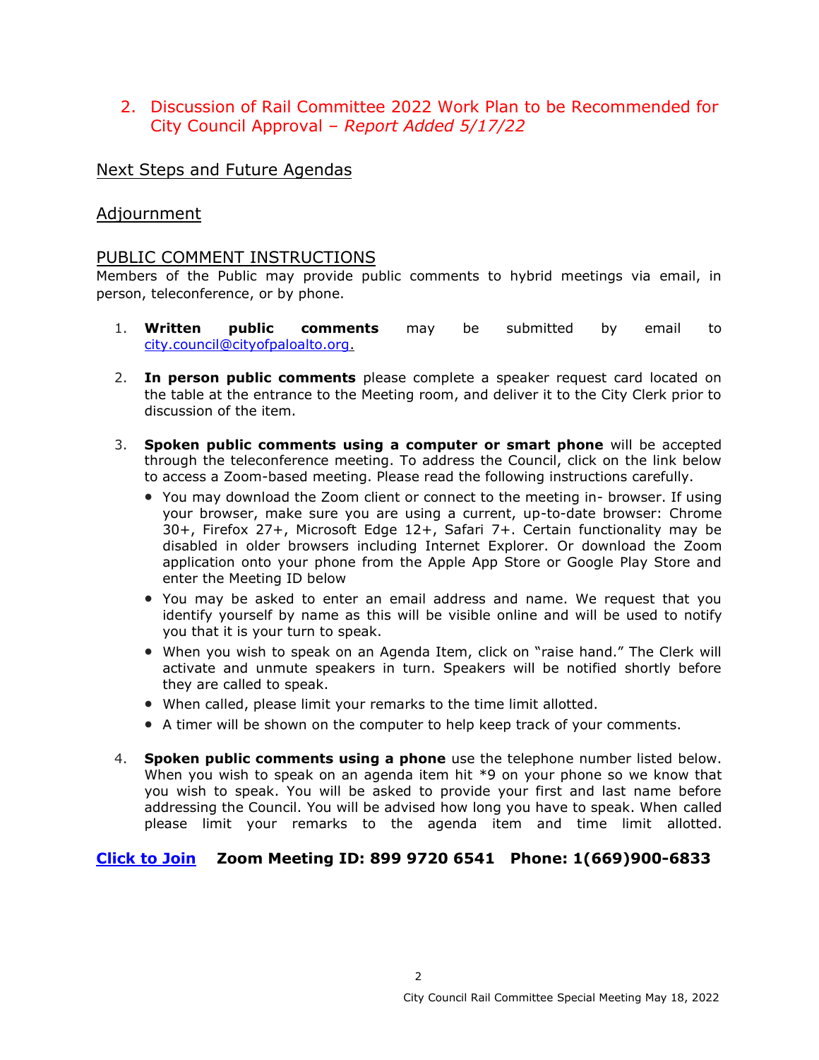2. Discussion of Rail Committee 2022 Work Plan to be Recommended for City Council Approval – *Report Added 5/17/22*

## Next Steps and Future Agendas

## Adjournment

## PUBLIC COMMENT INSTRUCTIONS

Members of the Public may provide public comments to hybrid meetings via email, in person, teleconference, or by phone.

1. **Written public comments** may be submitted by email to city.council@cityofpaloalto.org.

2. **In person public comments** please complete a speaker request card located on the table at the entrance to the Meeting room, and deliver it to the City Clerk prior to discussion of the item.

3. **Spoken public comments using a computer or smart phone** will be accepted through the teleconference meeting. To address the Council, click on the link below to access a Zoom-based meeting. Please read the following instructions carefully.
   - You may download the Zoom client or connect to the meeting in- browser. If using your browser, make sure you are using a current, up-to-date browser: Chrome 30+, Firefox 27+, Microsoft Edge 12+, Safari 7+. Certain functionality may be disabled in older browsers including Internet Explorer. Or download the Zoom application onto your phone from the Apple App Store or Google Play Store and enter the Meeting ID below
   - You may be asked to enter an email address and name. We request that you identify yourself by name as this will be visible online and will be used to notify you that it is your turn to speak.
   - When you wish to speak on an Agenda Item, click on "raise hand." The Clerk will activate and unmute speakers in turn. Speakers will be notified shortly before they are called to speak.
   - When called, please limit your remarks to the time limit allotted.
   - A timer will be shown on the computer to help keep track of your comments.

4. **Spoken public comments using a phone** use the telephone number listed below. When you wish to speak on an agenda item hit *9 on your phone so we know that you wish to speak. You will be asked to provide your first and last name before addressing the Council. You will be advised how long you have to speak. When called please limit your remarks to the agenda item and time limit allotted.

**Click to Join** **Zoom Meeting ID: 899 9720 6541 Phone: 1(669)900-6833**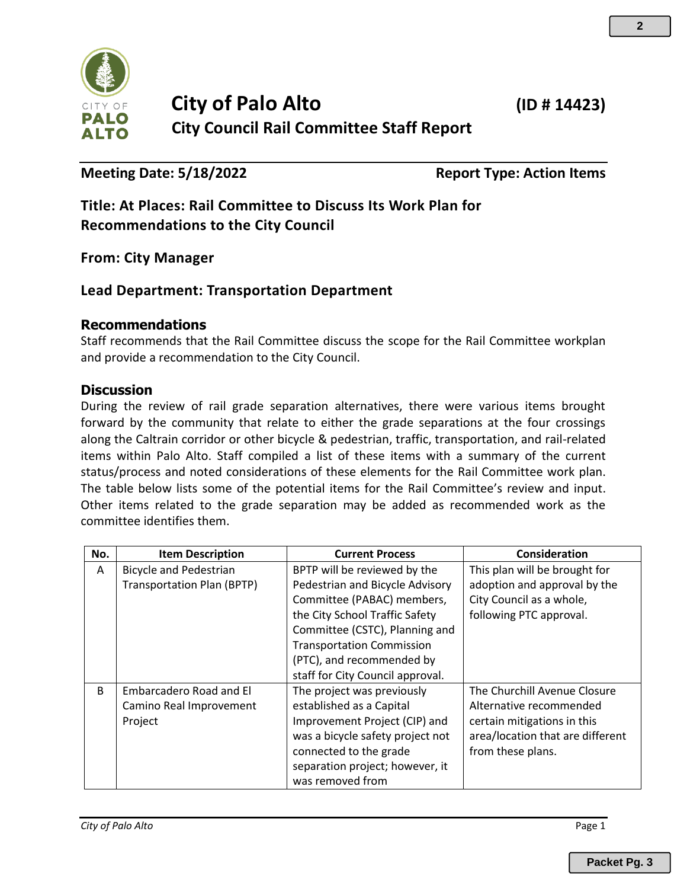# City of Palo Alto

**(ID # 14423)**

## City Council Rail Committee Staff Report

**Meeting Date: 5/18/2022** **Report Type: Action Items**

### Title: At Places: Rail Committee to Discuss Its Work Plan for Recommendations to the City Council

### From: City Manager

### Lead Department: Transportation Department

## Recommendations

Staff recommends that the Rail Committee discuss the scope for the Rail Committee workplan and provide a recommendation to the City Council.

## Discussion

During the review of rail grade separation alternatives, there were various items brought forward by the community that relate to either the grade separations at the four crossings along the Caltrain corridor or other bicycle & pedestrian, traffic, transportation, and rail-related items within Palo Alto. Staff compiled a list of these items with a summary of the current status/process and noted considerations of these elements for the Rail Committee work plan. The table below lists some of the potential items for the Rail Committee's review and input. Other items related to the grade separation may be added as recommended work as the committee identifies them.

| No. | Item Description | Current Process | Consideration |
|---|---|---|---|
| A | Bicycle and Pedestrian Transportation Plan (BPTP) | BPTP will be reviewed by the Pedestrian and Bicycle Advisory Committee (PABAC) members, the City School Traffic Safety Committee (CSTC), Planning and Transportation Commission (PTC), and recommended by staff for City Council approval. | This plan will be brought for adoption and approval by the City Council as a whole, following PTC approval. |
| B | Embarcadero Road and El Camino Real Improvement Project | The project was previously established as a Capital Improvement Project (CIP) and was a bicycle safety project not connected to the grade separation project; however, it was removed from | The Churchill Avenue Closure Alternative recommended certain mitigations in this area/location that are different from these plans. |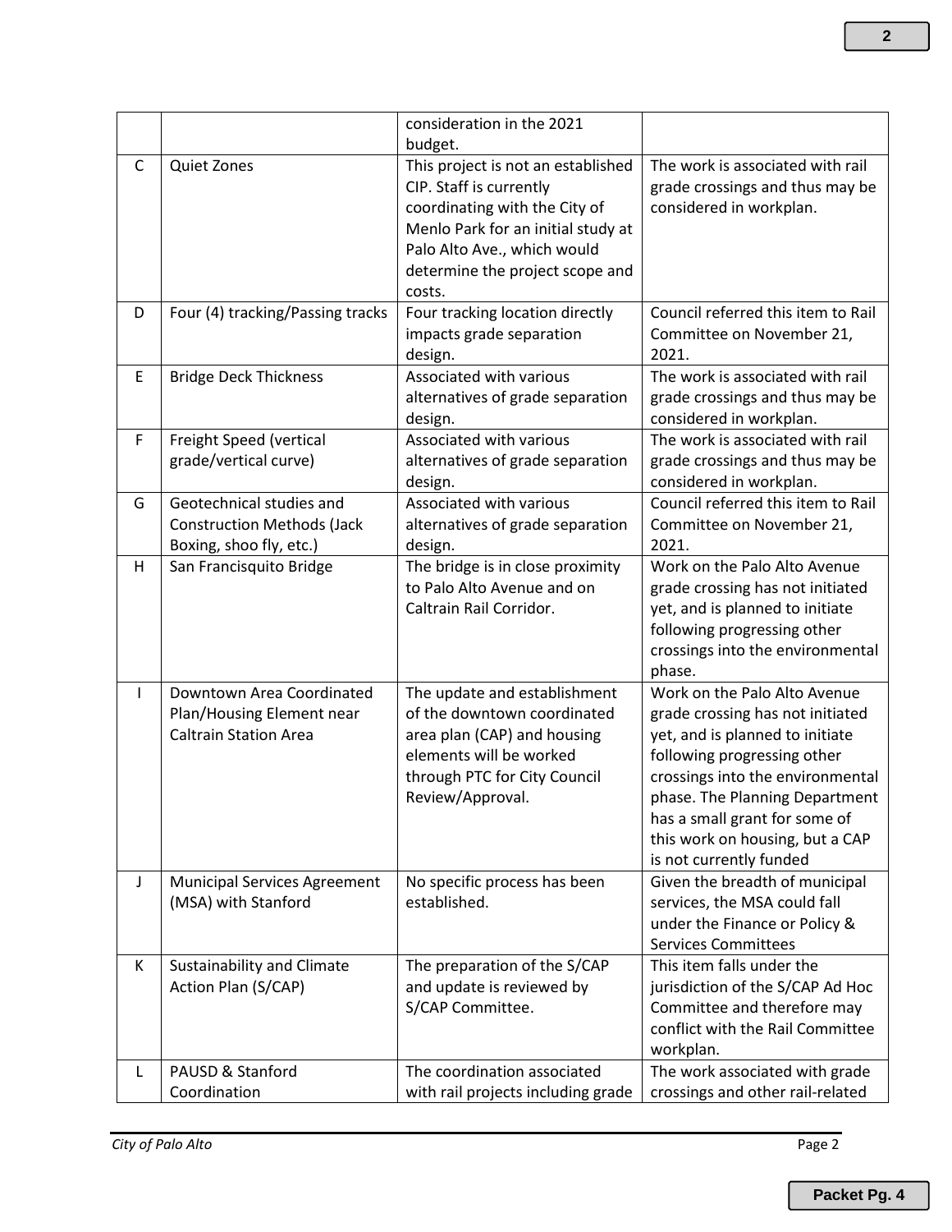| | | consideration in the 2021 budget. | |
|---|---|---|---|
| C | Quiet Zones | This project is not an established CIP. Staff is currently coordinating with the City of Menlo Park for an initial study at Palo Alto Ave., which would determine the project scope and costs. | The work is associated with rail grade crossings and thus may be considered in workplan. |
| D | Four (4) tracking/Passing tracks | Four tracking location directly impacts grade separation design. | Council referred this item to Rail Committee on November 21, 2021. |
| E | Bridge Deck Thickness | Associated with various alternatives of grade separation design. | The work is associated with rail grade crossings and thus may be considered in workplan. |
| F | Freight Speed (vertical grade/vertical curve) | Associated with various alternatives of grade separation design. | The work is associated with rail grade crossings and thus may be considered in workplan. |
| G | Geotechnical studies and Construction Methods (Jack Boxing, shoo fly, etc.) | Associated with various alternatives of grade separation design. | Council referred this item to Rail Committee on November 21, 2021. |
| H | San Francisquito Bridge | The bridge is in close proximity to Palo Alto Avenue and on Caltrain Rail Corridor. | Work on the Palo Alto Avenue grade crossing has not initiated yet, and is planned to initiate following progressing other crossings into the environmental phase. |
| I | Downtown Area Coordinated Plan/Housing Element near Caltrain Station Area | The update and establishment of the downtown coordinated area plan (CAP) and housing elements will be worked through PTC for City Council Review/Approval. | Work on the Palo Alto Avenue grade crossing has not initiated yet, and is planned to initiate following progressing other crossings into the environmental phase. The Planning Department has a small grant for some of this work on housing, but a CAP is not currently funded |
| J | Municipal Services Agreement (MSA) with Stanford | No specific process has been established. | Given the breadth of municipal services, the MSA could fall under the Finance or Policy & Services Committees |
| K | Sustainability and Climate Action Plan (S/CAP) | The preparation of the S/CAP and update is reviewed by S/CAP Committee. | This item falls under the jurisdiction of the S/CAP Ad Hoc Committee and therefore may conflict with the Rail Committee workplan. |
| L | PAUSD & Stanford Coordination | The coordination associated with rail projects including grade | The work associated with grade crossings and other rail-related |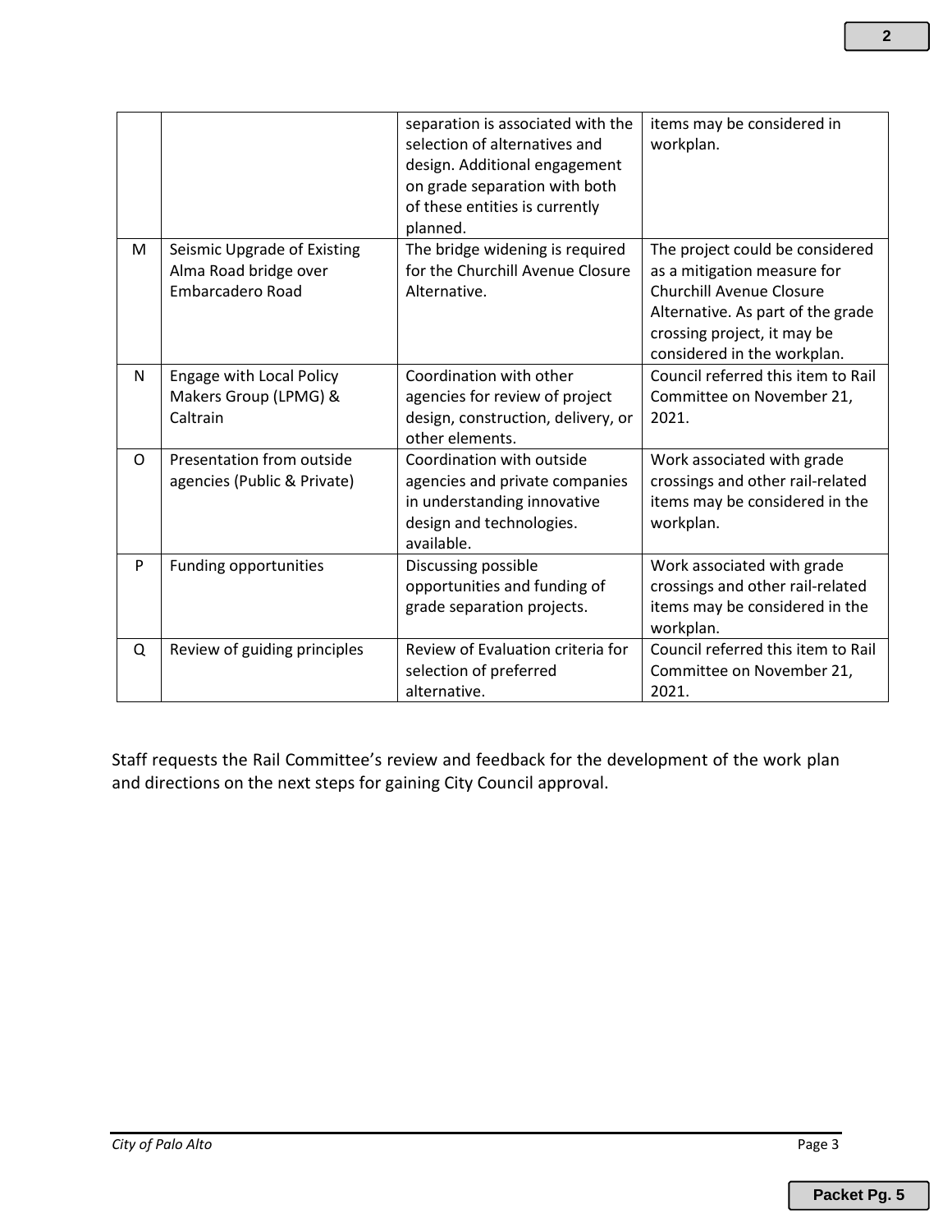| | | | |
|---|---|---|---|
| | | separation is associated with the selection of alternatives and design. Additional engagement on grade separation with both of these entities is currently planned. | items may be considered in workplan. |
| M | Seismic Upgrade of Existing Alma Road bridge over Embarcadero Road | The bridge widening is required for the Churchill Avenue Closure Alternative. | The project could be considered as a mitigation measure for Churchill Avenue Closure Alternative. As part of the grade crossing project, it may be considered in the workplan. |
| N | Engage with Local Policy Makers Group (LPMG) & Caltrain | Coordination with other agencies for review of project design, construction, delivery, or other elements. | Council referred this item to Rail Committee on November 21, 2021. |
| O | Presentation from outside agencies (Public & Private) | Coordination with outside agencies and private companies in understanding innovative design and technologies. available. | Work associated with grade crossings and other rail-related items may be considered in the workplan. |
| P | Funding opportunities | Discussing possible opportunities and funding of grade separation projects. | Work associated with grade crossings and other rail-related items may be considered in the workplan. |
| Q | Review of guiding principles | Review of Evaluation criteria for selection of preferred alternative. | Council referred this item to Rail Committee on November 21, 2021. |

Staff requests the Rail Committee's review and feedback for the development of the work plan and directions on the next steps for gaining City Council approval.